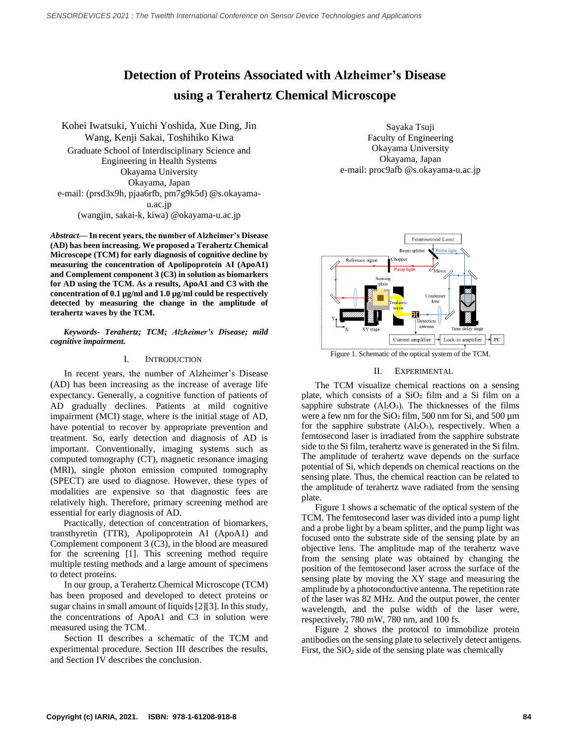# Detection of Proteins Associated with Alzheimer's Disease using a Terahertz Chemical Microscope

Kohei Iwatsuki, Yuichi Yoshida, Xue Ding, Jin Wang, Kenji Sakai, Toshihiko Kiwa
Graduate School of Interdisciplinary Science and Engineering in Health Systems
Okayama University
Okayama, Japan
e-mail: (prsd3x9h, pjaa6rfb, pm7g9k5d) @s.okayama-u.ac.jp
(wangjin, sakai-k, kiwa) @okayama-u.ac.jp

Sayaka Tsuji
Faculty of Engineering
Okayama University
Okayama, Japan
e-mail: proc9afb @s.okayama-u.ac.jp

***Abstract*— In recent years, the number of Alzheimer's Disease (AD) has been increasing. We proposed a Terahertz Chemical Microscope (TCM) for early diagnosis of cognitive decline by measuring the concentration of Apolipoprotein AI (ApoA1) and Complement component 3 (C3) in solution as biomarkers for AD using the TCM. As a results, ApoA1 and C3 with the concentration of 0.1 μg/ml and 1.0 μg/ml could be respectively detected by measuring the change in the amplitude of terahertz waves by the TCM.**

***Keywords- Terahertz; TCM; Alzheimer's Disease; mild cognitive impairment.***

## I. INTRODUCTION

In recent years, the number of Alzheimer's Disease (AD) has been increasing as the increase of average life expectancy. Generally, a cognitive function of patients of AD gradually declines. Patients at mild cognitive impairment (MCI) stage, where is the initial stage of AD, have potential to recover by appropriate prevention and treatment. So, early detection and diagnosis of AD is important. Conventionally, imaging systems such as computed tomography (CT), magnetic resonance imaging (MRI), single photon emission computed tomography (SPECT) are used to diagnose. However, these types of modalities are expensive so that diagnostic fees are relatively high. Therefore, primary screening method are essential for early diagnosis of AD.

Practically, detection of concentration of biomarkers, transthyretin (TTR), Apolipoprotein AI (ApoA1) and Complement component 3 (C3), in the blood are measured for the screening [1]. This screening method require multiple testing methods and a large amount of specimens to detect proteins.

In our group, a Terahertz Chemical Microscope (TCM) has been proposed and developed to detect proteins or sugar chains in small amount of liquids [2][3]. In this study, the concentrations of ApoA1 and C3 in solution were measured using the TCM.

Section II describes a schematic of the TCM and experimental procedure. Section III describes the results, and Section IV describes the conclusion.

Figure 1. Schematic of the optical system of the TCM.

## II. EXPERIMENTAL

The TCM visualize chemical reactions on a sensing plate, which consists of a $SiO_2$ film and a Si film on a sapphire substrate ($Al_2O_3$). The thicknesses of the films were a few nm for the $SiO_2$ film, 500 nm for Si, and 500 μm for the sapphire substrate ($Al_2O_3$), respectively. When a femtosecond laser is irradiated from the sapphire substrate side to the Si film, terahertz wave is generated in the Si film. The amplitude of terahertz wave depends on the surface potential of Si, which depends on chemical reactions on the sensing plate. Thus, the chemical reaction can be related to the amplitude of terahertz wave radiated from the sensing plate.

Figure 1 shows a schematic of the optical system of the TCM. The femtosecond laser was divided into a pump light and a probe light by a beam splitter, and the pump light was focused onto the substrate side of the sensing plate by an objective lens. The amplitude map of the terahertz wave from the sensing plate was obtained by changing the position of the femtosecond laser across the surface of the sensing plate by moving the XY stage and measuring the amplitude by a photoconductive antenna. The repetition rate of the laser was 82 MHz. And the output power, the center wavelength, and the pulse width of the laser were, respectively, 780 mW, 780 nm, and 100 fs.

Figure 2 shows the protocol to immobilize protein antibodies on the sensing plate to selectively detect antigens. First, the $SiO_2$ side of the sensing plate was chemically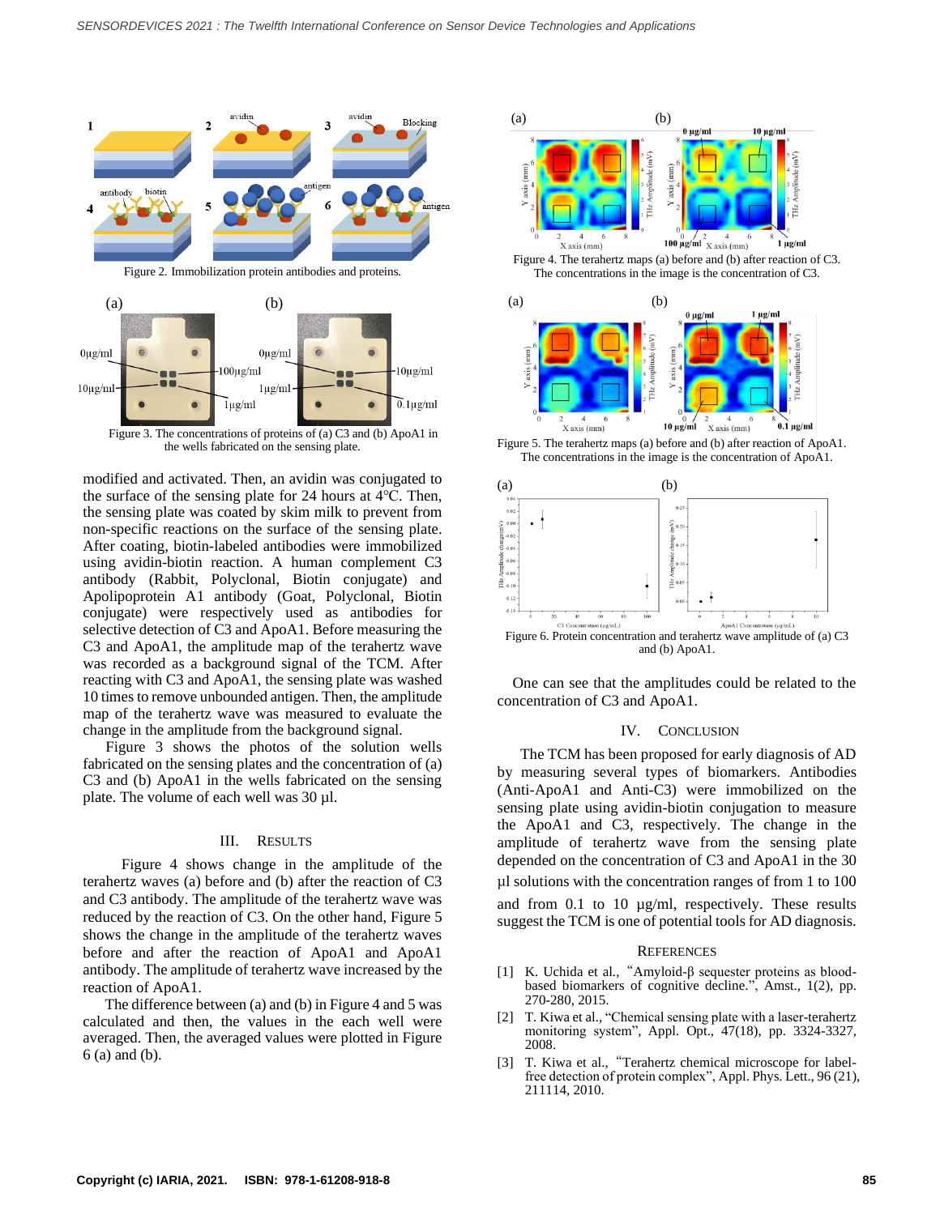1 2 avidin 3 avidin Blocking

4 antibody biotin 5 antigen 6 antigen

Figure 2. Immobilization protein antibodies and proteins.

(a) (b)

0μg/ml 100μg/ml 10μg/ml 1μg/ml

0μg/ml 10μg/ml 1μg/ml 0.1μg/ml

Figure 3. The concentrations of proteins of (a) C3 and (b) ApoA1 in the wells fabricated on the sensing plate.

modified and activated. Then, an avidin was conjugated to the surface of the sensing plate for 24 hours at 4℃. Then, the sensing plate was coated by skim milk to prevent from non-specific reactions on the surface of the sensing plate. After coating, biotin-labeled antibodies were immobilized using avidin-biotin reaction. A human complement C3 antibody (Rabbit, Polyclonal, Biotin conjugate) and Apolipoprotein A1 antibody (Goat, Polyclonal, Biotin conjugate) were respectively used as antibodies for selective detection of C3 and ApoA1. Before measuring the C3 and ApoA1, the amplitude map of the terahertz wave was recorded as a background signal of the TCM. After reacting with C3 and ApoA1, the sensing plate was washed 10 times to remove unbounded antigen. Then, the amplitude map of the terahertz wave was measured to evaluate the change in the amplitude from the background signal.

Figure 3 shows the photos of the solution wells fabricated on the sensing plates and the concentration of (a) C3 and (b) ApoA1 in the wells fabricated on the sensing plate. The volume of each well was 30 μl.

## III. RESULTS

Figure 4 shows change in the amplitude of the terahertz waves (a) before and (b) after the reaction of C3 and C3 antibody. The amplitude of the terahertz wave was reduced by the reaction of C3. On the other hand, Figure 5 shows the change in the amplitude of the terahertz waves before and after the reaction of ApoA1 and ApoA1 antibody. The amplitude of terahertz wave increased by the reaction of ApoA1.

The difference between (a) and (b) in Figure 4 and 5 was calculated and then, the values in the each well were averaged. Then, the averaged values were plotted in Figure 6 (a) and (b).

(a) (b)

0 μg/ml 10 μg/ml

100 μg/ml 1 μg/ml

X axis (mm) Y axis (mm) THz Amplitude (mV)

Figure 4. The terahertz maps (a) before and (b) after reaction of C3. The concentrations in the image is the concentration of C3.

(a) (b)

0 μg/ml 1 μg/ml

10 μg/ml 0.1 μg/ml

X axis (mm) Y axis (mm) THz Amplitude (mV)

Figure 5. The terahertz maps (a) before and (b) after reaction of ApoA1. The concentrations in the image is the concentration of ApoA1.

(a) (b)

THz Amplitude change (mV) C3 Concentration (μg/mL)

THz Amplitude change (mV) ApoA1 Concentration (μg/mL)

Figure 6. Protein concentration and terahertz wave amplitude of (a) C3 and (b) ApoA1.

One can see that the amplitudes could be related to the concentration of C3 and ApoA1.

## IV. CONCLUSION

The TCM has been proposed for early diagnosis of AD by measuring several types of biomarkers. Antibodies (Anti-ApoA1 and Anti-C3) were immobilized on the sensing plate using avidin-biotin conjugation to measure the ApoA1 and C3, respectively. The change in the amplitude of terahertz wave from the sensing plate depended on the concentration of C3 and ApoA1 in the 30 μl solutions with the concentration ranges of from 1 to 100 and from 0.1 to 10 μg/ml, respectively. These results suggest the TCM is one of potential tools for AD diagnosis.

## REFERENCES

[1] K. Uchida et al., "Amyloid-β sequester proteins as blood-based biomarkers of cognitive decline.", Amst., 1(2), pp. 270-280, 2015.

[2] T. Kiwa et al., "Chemical sensing plate with a laser-terahertz monitoring system", Appl. Opt., 47(18), pp. 3324-3327, 2008.

[3] T. Kiwa et al., "Terahertz chemical microscope for label-free detection of protein complex", Appl. Phys. Lett., 96 (21), 211114, 2010.